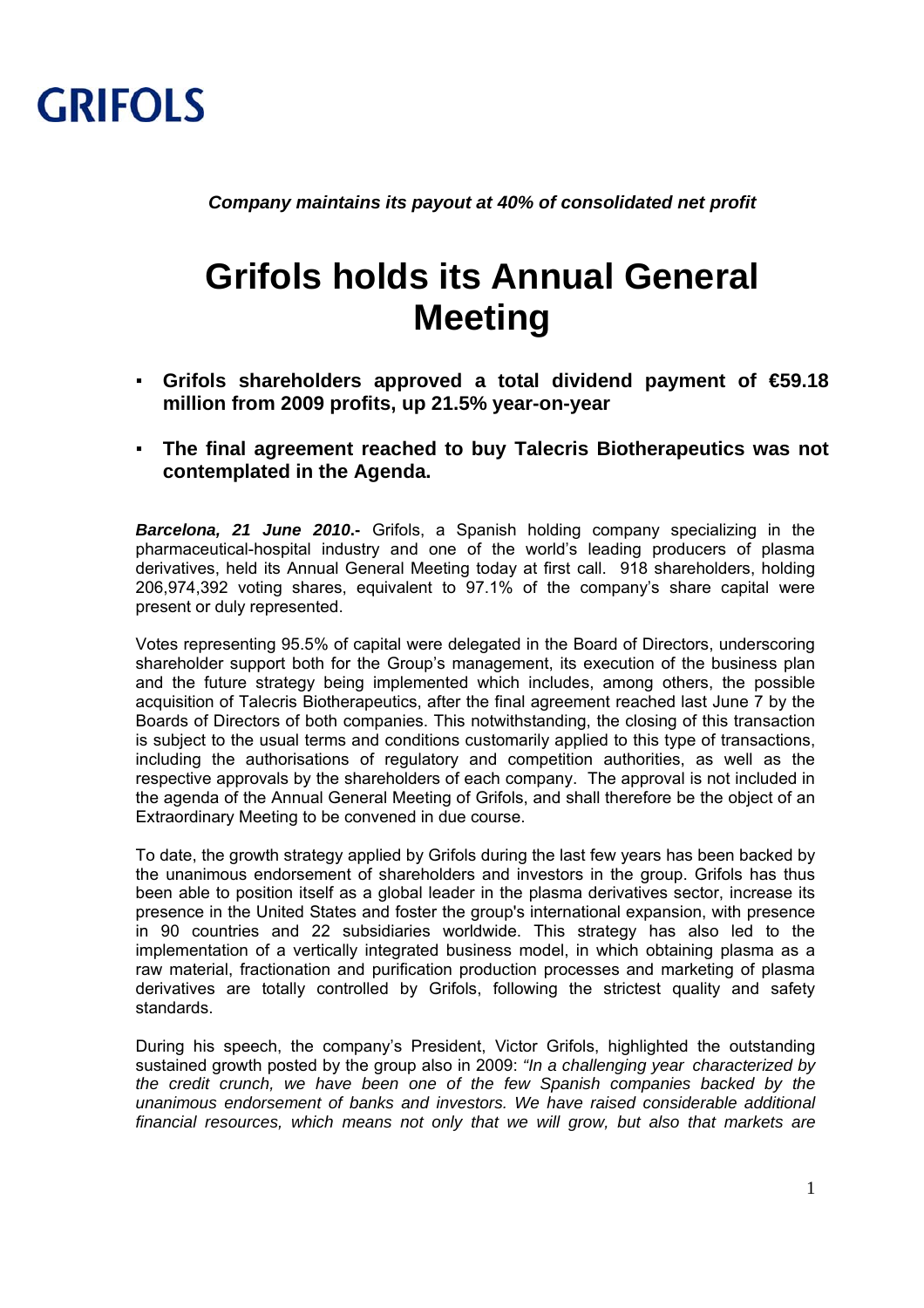GRIFOLS

***Company maintains its payout at 40% of consolidated net profit***

# Grifols holds its Annual General Meeting

- **Grifols shareholders approved a total dividend payment of €59.18 million from 2009 profits, up 21.5% year-on-year**
- **The final agreement reached to buy Talecris Biotherapeutics was not contemplated in the Agenda.**

***Barcelona, 21 June 2010*.-** Grifols, a Spanish holding company specializing in the pharmaceutical-hospital industry and one of the world's leading producers of plasma derivatives, held its Annual General Meeting today at first call. 918 shareholders, holding 206,974,392 voting shares, equivalent to 97.1% of the company's share capital were present or duly represented.

Votes representing 95.5% of capital were delegated in the Board of Directors, underscoring shareholder support both for the Group's management, its execution of the business plan and the future strategy being implemented which includes, among others, the possible acquisition of Talecris Biotherapeutics, after the final agreement reached last June 7 by the Boards of Directors of both companies. This notwithstanding, the closing of this transaction is subject to the usual terms and conditions customarily applied to this type of transactions, including the authorisations of regulatory and competition authorities, as well as the respective approvals by the shareholders of each company. The approval is not included in the agenda of the Annual General Meeting of Grifols, and shall therefore be the object of an Extraordinary Meeting to be convened in due course.

To date, the growth strategy applied by Grifols during the last few years has been backed by the unanimous endorsement of shareholders and investors in the group. Grifols has thus been able to position itself as a global leader in the plasma derivatives sector, increase its presence in the United States and foster the group's international expansion, with presence in 90 countries and 22 subsidiaries worldwide. This strategy has also led to the implementation of a vertically integrated business model, in which obtaining plasma as a raw material, fractionation and purification production processes and marketing of plasma derivatives are totally controlled by Grifols, following the strictest quality and safety standards.

During his speech, the company's President, Victor Grifols, highlighted the outstanding sustained growth posted by the group also in 2009: *"In a challenging year characterized by the credit crunch, we have been one of the few Spanish companies backed by the unanimous endorsement of banks and investors. We have raised considerable additional financial resources, which means not only that we will grow, but also that markets are*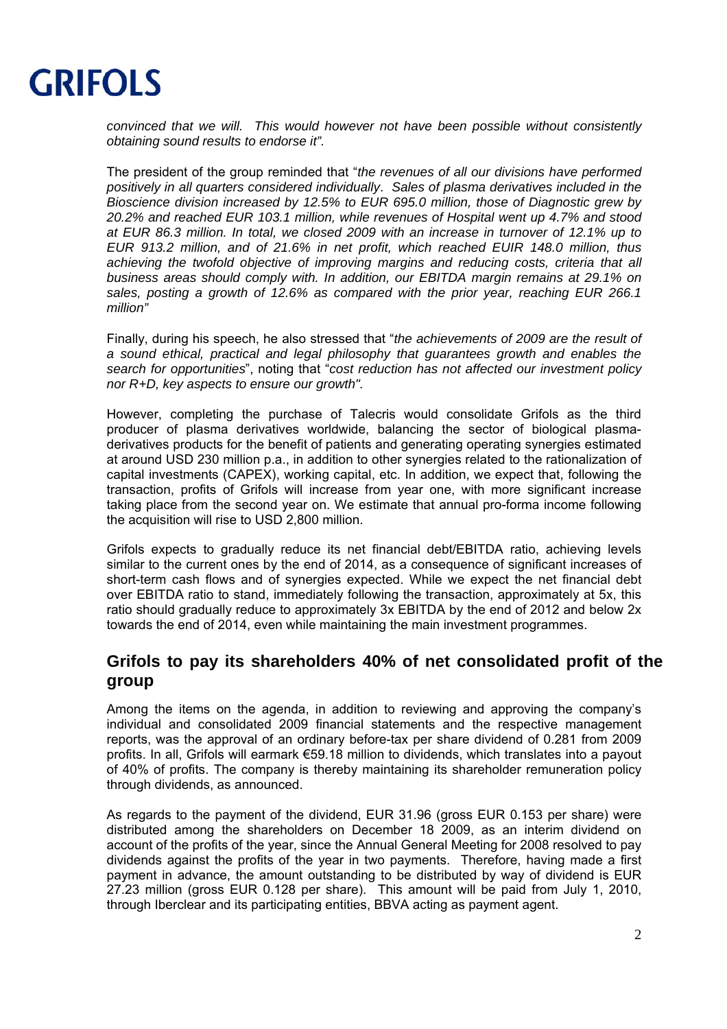*convinced that we will. This would however not have been possible without consistently obtaining sound results to endorse it".*

The president of the group reminded that "*the revenues of all our divisions have performed positively in all quarters considered individually*. *Sales of plasma derivatives included in the Bioscience division increased by 12.5% to EUR 695.0 million, those of Diagnostic grew by 20.2% and reached EUR 103.1 million, while revenues of Hospital went up 4.7% and stood at EUR 86.3 million. In total, we closed 2009 with an increase in turnover of 12.1% up to EUR 913.2 million, and of 21.6% in net profit, which reached EUIR 148.0 million, thus achieving the twofold objective of improving margins and reducing costs, criteria that all business areas should comply with. In addition, our EBITDA margin remains at 29.1% on sales, posting a growth of 12.6% as compared with the prior year, reaching EUR 266.1 million"*

Finally, during his speech, he also stressed that "*the achievements of 2009 are the result of a sound ethical, practical and legal philosophy that guarantees growth and enables the search for opportunities*", noting that "*cost reduction has not affected our investment policy nor R+D, key aspects to ensure our growth".*

However, completing the purchase of Talecris would consolidate Grifols as the third producer of plasma derivatives worldwide, balancing the sector of biological plasma-derivatives products for the benefit of patients and generating operating synergies estimated at around USD 230 million p.a., in addition to other synergies related to the rationalization of capital investments (CAPEX), working capital, etc. In addition, we expect that, following the transaction, profits of Grifols will increase from year one, with more significant increase taking place from the second year on. We estimate that annual pro-forma income following the acquisition will rise to USD 2,800 million.

Grifols expects to gradually reduce its net financial debt/EBITDA ratio, achieving levels similar to the current ones by the end of 2014, as a consequence of significant increases of short-term cash flows and of synergies expected. While we expect the net financial debt over EBITDA ratio to stand, immediately following the transaction, approximately at 5x, this ratio should gradually reduce to approximately 3x EBITDA by the end of 2012 and below 2x towards the end of 2014, even while maintaining the main investment programmes.

## Grifols to pay its shareholders 40% of net consolidated profit of the group

Among the items on the agenda, in addition to reviewing and approving the company's individual and consolidated 2009 financial statements and the respective management reports, was the approval of an ordinary before-tax per share dividend of 0.281 from 2009 profits. In all, Grifols will earmark €59.18 million to dividends, which translates into a payout of 40% of profits. The company is thereby maintaining its shareholder remuneration policy through dividends, as announced.

As regards to the payment of the dividend, EUR 31.96 (gross EUR 0.153 per share) were distributed among the shareholders on December 18 2009, as an interim dividend on account of the profits of the year, since the Annual General Meeting for 2008 resolved to pay dividends against the profits of the year in two payments. Therefore, having made a first payment in advance, the amount outstanding to be distributed by way of dividend is EUR 27.23 million (gross EUR 0.128 per share). This amount will be paid from July 1, 2010, through Iberclear and its participating entities, BBVA acting as payment agent.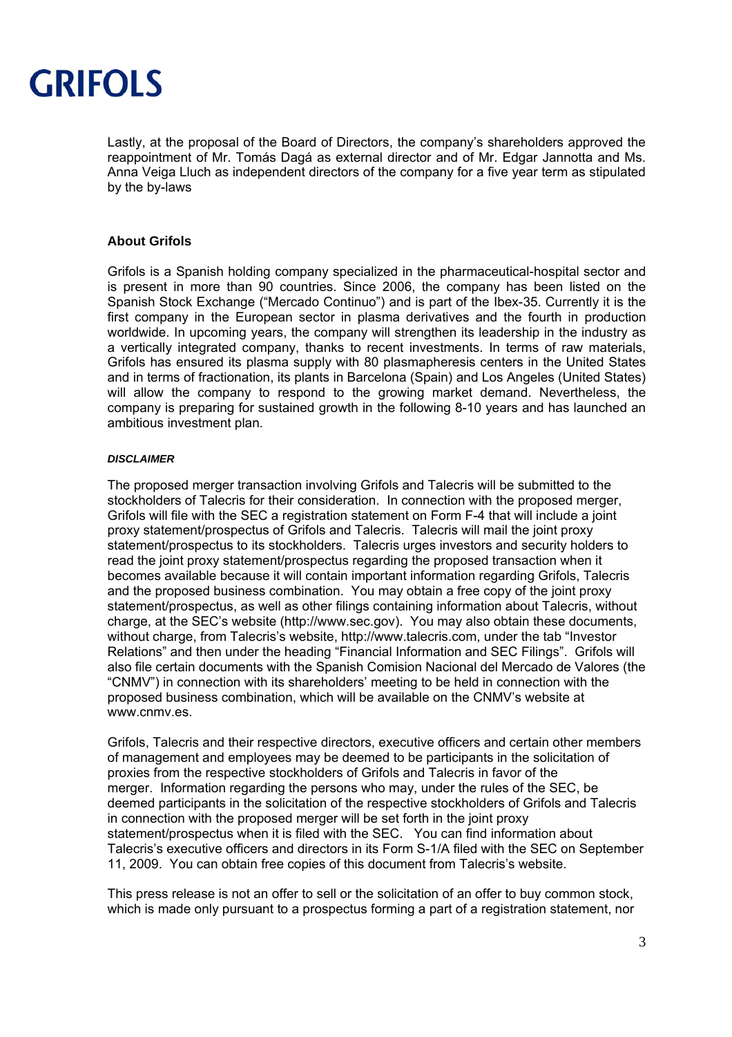Lastly, at the proposal of the Board of Directors, the company's shareholders approved the reappointment of Mr. Tomás Dagá as external director and of Mr. Edgar Jannotta and Ms. Anna Veiga Lluch as independent directors of the company for a five year term as stipulated by the by-laws

**About Grifols**

Grifols is a Spanish holding company specialized in the pharmaceutical-hospital sector and is present in more than 90 countries. Since 2006, the company has been listed on the Spanish Stock Exchange ("Mercado Continuo") and is part of the Ibex-35. Currently it is the first company in the European sector in plasma derivatives and the fourth in production worldwide. In upcoming years, the company will strengthen its leadership in the industry as a vertically integrated company, thanks to recent investments. In terms of raw materials, Grifols has ensured its plasma supply with 80 plasmapheresis centers in the United States and in terms of fractionation, its plants in Barcelona (Spain) and Los Angeles (United States) will allow the company to respond to the growing market demand. Nevertheless, the company is preparing for sustained growth in the following 8-10 years and has launched an ambitious investment plan.

***DISCLAIMER***

The proposed merger transaction involving Grifols and Talecris will be submitted to the stockholders of Talecris for their consideration. In connection with the proposed merger, Grifols will file with the SEC a registration statement on Form F-4 that will include a joint proxy statement/prospectus of Grifols and Talecris. Talecris will mail the joint proxy statement/prospectus to its stockholders. Talecris urges investors and security holders to read the joint proxy statement/prospectus regarding the proposed transaction when it becomes available because it will contain important information regarding Grifols, Talecris and the proposed business combination. You may obtain a free copy of the joint proxy statement/prospectus, as well as other filings containing information about Talecris, without charge, at the SEC's website (http://www.sec.gov). You may also obtain these documents, without charge, from Talecris's website, http://www.talecris.com, under the tab "Investor Relations" and then under the heading "Financial Information and SEC Filings". Grifols will also file certain documents with the Spanish Comision Nacional del Mercado de Valores (the "CNMV") in connection with its shareholders' meeting to be held in connection with the proposed business combination, which will be available on the CNMV's website at www.cnmv.es.

Grifols, Talecris and their respective directors, executive officers and certain other members of management and employees may be deemed to be participants in the solicitation of proxies from the respective stockholders of Grifols and Talecris in favor of the merger. Information regarding the persons who may, under the rules of the SEC, be deemed participants in the solicitation of the respective stockholders of Grifols and Talecris in connection with the proposed merger will be set forth in the joint proxy statement/prospectus when it is filed with the SEC. You can find information about Talecris's executive officers and directors in its Form S-1/A filed with the SEC on September 11, 2009. You can obtain free copies of this document from Talecris's website.

This press release is not an offer to sell or the solicitation of an offer to buy common stock, which is made only pursuant to a prospectus forming a part of a registration statement, nor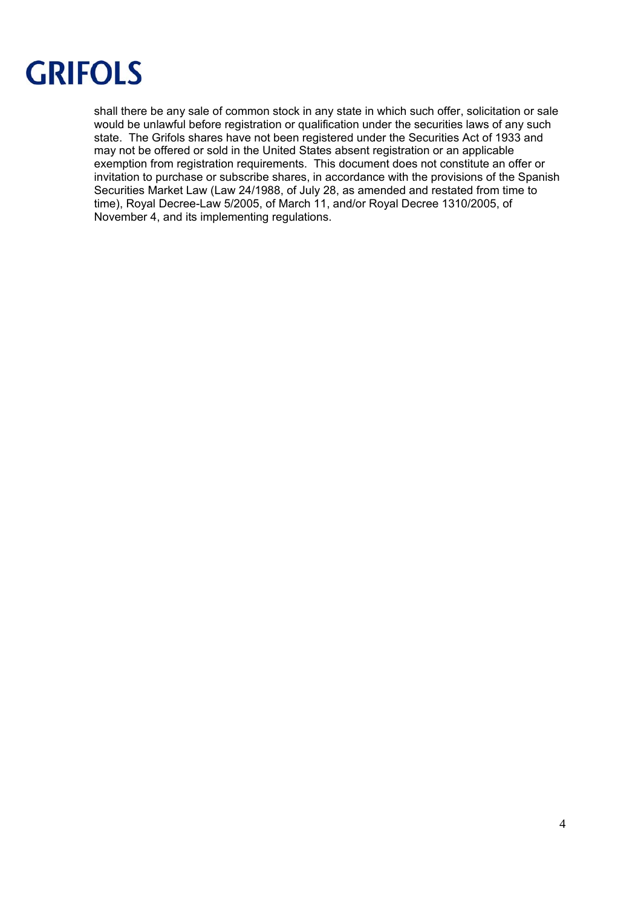shall there be any sale of common stock in any state in which such offer, solicitation or sale would be unlawful before registration or qualification under the securities laws of any such state. The Grifols shares have not been registered under the Securities Act of 1933 and may not be offered or sold in the United States absent registration or an applicable exemption from registration requirements. This document does not constitute an offer or invitation to purchase or subscribe shares, in accordance with the provisions of the Spanish Securities Market Law (Law 24/1988, of July 28, as amended and restated from time to time), Royal Decree-Law 5/2005, of March 11, and/or Royal Decree 1310/2005, of November 4, and its implementing regulations.